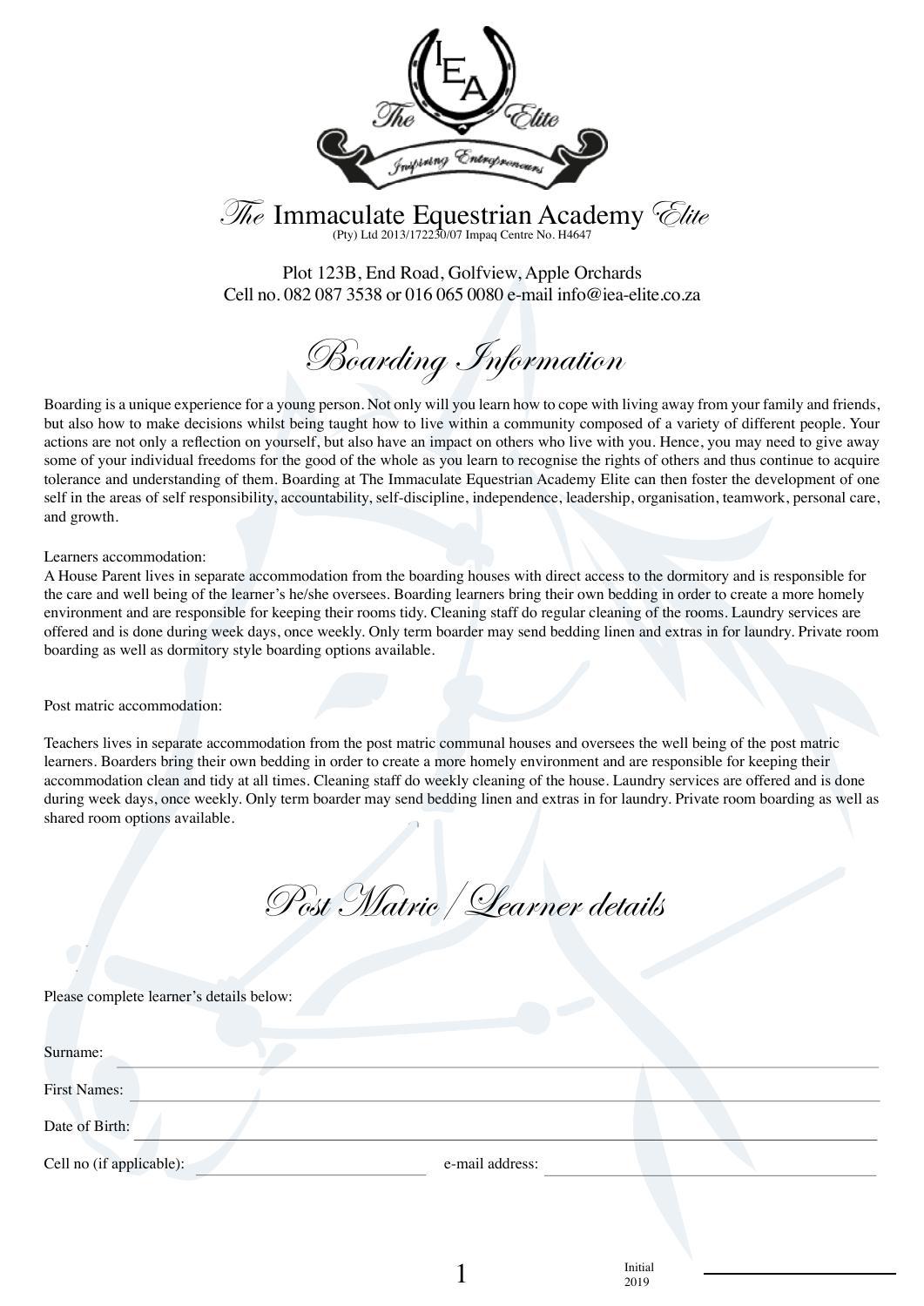# The Immaculate Equestrian Academy Elite

(Pty) Ltd 2013/172230/07 Impaq Centre No. H4647

Plot 123B, End Road, Golfview, Apple Orchards
Cell no. 082 087 3538 or 016 065 0080 e-mail info@iea-elite.co.za

## Boarding Information

Boarding is a unique experience for a young person. Not only will you learn how to cope with living away from your family and friends, but also how to make decisions whilst being taught how to live within a community composed of a variety of different people. Your actions are not only a reflection on yourself, but also have an impact on others who live with you. Hence, you may need to give away some of your individual freedoms for the good of the whole as you learn to recognise the rights of others and thus continue to acquire tolerance and understanding of them. Boarding at The Immaculate Equestrian Academy Elite can then foster the development of one self in the areas of self responsibility, accountability, self-discipline, independence, leadership, organisation, teamwork, personal care, and growth.

Learners accommodation:
A House Parent lives in separate accommodation from the boarding houses with direct access to the dormitory and is responsible for the care and well being of the learner's he/she oversees. Boarding learners bring their own bedding in order to create a more homely environment and are responsible for keeping their rooms tidy. Cleaning staff do regular cleaning of the rooms. Laundry services are offered and is done during week days, once weekly. Only term boarder may send bedding linen and extras in for laundry. Private room boarding as well as dormitory style boarding options available.

Post matric accommodation:

Teachers lives in separate accommodation from the post matric communal houses and oversees the well being of the post matric learners. Boarders bring their own bedding in order to create a more homely environment and are responsible for keeping their accommodation clean and tidy at all times. Cleaning staff do weekly cleaning of the house. Laundry services are offered and is done during week days, once weekly. Only term boarder may send bedding linen and extras in for laundry. Private room boarding as well as shared room options available.

## Post Matric / Learner details

Please complete learner's details below:

Surname: ______________________________

First Names: ______________________________

Date of Birth: ______________________________

Cell no (if applicable): ______________________ e-mail address: ______________________

Initial ______________________
2019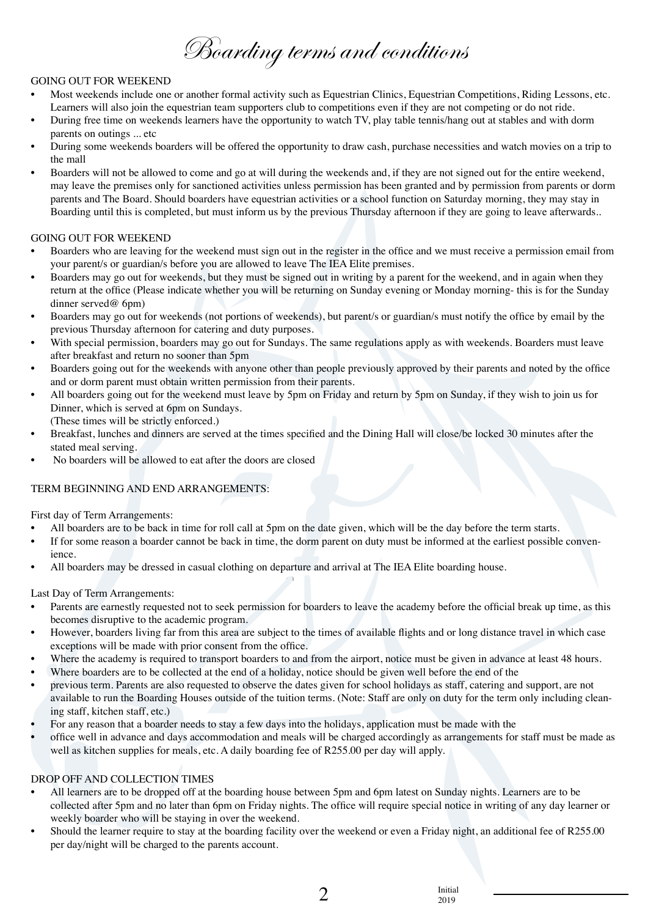# *Boarding terms and conditions*

GOING OUT FOR WEEKEND

- Most weekends include one or another formal activity such as Equestrian Clinics, Equestrian Competitions, Riding Lessons, etc. Learners will also join the equestrian team supporters club to competitions even if they are not competing or do not ride.
- During free time on weekends learners have the opportunity to watch TV, play table tennis/hang out at stables and with dorm parents on outings ... etc
- During some weekends boarders will be offered the opportunity to draw cash, purchase necessities and watch movies on a trip to the mall
- Boarders will not be allowed to come and go at will during the weekends and, if they are not signed out for the entire weekend, may leave the premises only for sanctioned activities unless permission has been granted and by permission from parents or dorm parents and The Board. Should boarders have equestrian activities or a school function on Saturday morning, they may stay in Boarding until this is completed, but must inform us by the previous Thursday afternoon if they are going to leave afterwards..

GOING OUT FOR WEEKEND

- Boarders who are leaving for the weekend must sign out in the register in the office and we must receive a permission email from your parent/s or guardian/s before you are allowed to leave The IEA Elite premises.
- Boarders may go out for weekends, but they must be signed out in writing by a parent for the weekend, and in again when they return at the office (Please indicate whether you will be returning on Sunday evening or Monday morning- this is for the Sunday dinner served@ 6pm)
- Boarders may go out for weekends (not portions of weekends), but parent/s or guardian/s must notify the office by email by the previous Thursday afternoon for catering and duty purposes.
- With special permission, boarders may go out for Sundays. The same regulations apply as with weekends. Boarders must leave after breakfast and return no sooner than 5pm
- Boarders going out for the weekends with anyone other than people previously approved by their parents and noted by the office and or dorm parent must obtain written permission from their parents.
- All boarders going out for the weekend must leave by 5pm on Friday and return by 5pm on Sunday, if they wish to join us for Dinner, which is served at 6pm on Sundays.
  (These times will be strictly enforced.)
- Breakfast, lunches and dinners are served at the times specified and the Dining Hall will close/be locked 30 minutes after the stated meal serving.
- No boarders will be allowed to eat after the doors are closed

TERM BEGINNING AND END ARRANGEMENTS:

First day of Term Arrangements:

- All boarders are to be back in time for roll call at 5pm on the date given, which will be the day before the term starts.
- If for some reason a boarder cannot be back in time, the dorm parent on duty must be informed at the earliest possible convenience.
- All boarders may be dressed in casual clothing on departure and arrival at The IEA Elite boarding house.

Last Day of Term Arrangements:

- Parents are earnestly requested not to seek permission for boarders to leave the academy before the official break up time, as this becomes disruptive to the academic program.
- However, boarders living far from this area are subject to the times of available flights and or long distance travel in which case exceptions will be made with prior consent from the office.
- Where the academy is required to transport boarders to and from the airport, notice must be given in advance at least 48 hours.
- Where boarders are to be collected at the end of a holiday, notice should be given well before the end of the
- previous term. Parents are also requested to observe the dates given for school holidays as staff, catering and support, are not available to run the Boarding Houses outside of the tuition terms. (Note: Staff are only on duty for the term only including cleaning staff, kitchen staff, etc.)
- For any reason that a boarder needs to stay a few days into the holidays, application must be made with the
- office well in advance and days accommodation and meals will be charged accordingly as arrangements for staff must be made as well as kitchen supplies for meals, etc. A daily boarding fee of R255.00 per day will apply.

DROP OFF AND COLLECTION TIMES

- All learners are to be dropped off at the boarding house between 5pm and 6pm latest on Sunday nights. Learners are to be collected after 5pm and no later than 6pm on Friday nights. The office will require special notice in writing of any day learner or weekly boarder who will be staying in over the weekend.
- Should the learner require to stay at the boarding facility over the weekend or even a Friday night, an additional fee of R255.00 per day/night will be charged to the parents account.

Initial
2019 ____________________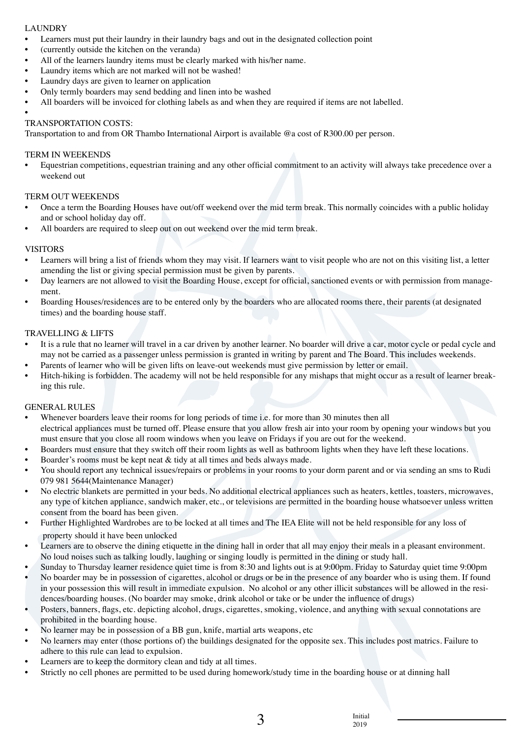LAUNDRY

- Learners must put their laundry in their laundry bags and out in the designated collection point
- (currently outside the kitchen on the veranda)
- All of the learners laundry items must be clearly marked with his/her name.
- Laundry items which are not marked will not be washed!
- Laundry days are given to learner on application
- Only termly boarders may send bedding and linen into be washed
- All boarders will be invoiced for clothing labels as and when they are required if items are not labelled.
-

TRANSPORTATION COSTS:

Transportation to and from OR Thambo International Airport is available @a cost of R300.00 per person.

TERM IN WEEKENDS

- Equestrian competitions, equestrian training and any other official commitment to an activity will always take precedence over a weekend out

TERM OUT WEEKENDS

- Once a term the Boarding Houses have out/off weekend over the mid term break. This normally coincides with a public holiday and or school holiday day off.
- All boarders are required to sleep out on out weekend over the mid term break.

VISITORS

- Learners will bring a list of friends whom they may visit. If learners want to visit people who are not on this visiting list, a letter amending the list or giving special permission must be given by parents.
- Day learners are not allowed to visit the Boarding House, except for official, sanctioned events or with permission from management.
- Boarding Houses/residences are to be entered only by the boarders who are allocated rooms there, their parents (at designated times) and the boarding house staff.

TRAVELLING & LIFTS

- It is a rule that no learner will travel in a car driven by another learner. No boarder will drive a car, motor cycle or pedal cycle and may not be carried as a passenger unless permission is granted in writing by parent and The Board. This includes weekends.
- Parents of learner who will be given lifts on leave-out weekends must give permission by letter or email.
- Hitch-hiking is forbidden. The academy will not be held responsible for any mishaps that might occur as a result of learner breaking this rule.

GENERAL RULES

- Whenever boarders leave their rooms for long periods of time i.e. for more than 30 minutes then all electrical appliances must be turned off. Please ensure that you allow fresh air into your room by opening your windows but you must ensure that you close all room windows when you leave on Fridays if you are out for the weekend.
- Boarders must ensure that they switch off their room lights as well as bathroom lights when they have left these locations.
- Boarder's rooms must be kept neat & tidy at all times and beds always made.
- You should report any technical issues/repairs or problems in your rooms to your dorm parent and or via sending an sms to Rudi 079 981 5644(Maintenance Manager)
- No electric blankets are permitted in your beds. No additional electrical appliances such as heaters, kettles, toasters, microwaves, any type of kitchen appliance, sandwich maker, etc., or televisions are permitted in the boarding house whatsoever unless written consent from the board has been given.
- Further Highlighted Wardrobes are to be locked at all times and The IEA Elite will not be held responsible for any loss of property should it have been unlocked
- Learners are to observe the dining etiquette in the dining hall in order that all may enjoy their meals in a pleasant environment. No loud noises such as talking loudly, laughing or singing loudly is permitted in the dining or study hall.
- Sunday to Thursday learner residence quiet time is from 8:30 and lights out is at 9:00pm. Friday to Saturday quiet time 9:00pm
- No boarder may be in possession of cigarettes, alcohol or drugs or be in the presence of any boarder who is using them. If found in your possession this will result in immediate expulsion. No alcohol or any other illicit substances will be allowed in the residences/boarding houses. (No boarder may smoke, drink alcohol or take or be under the influence of drugs)
- Posters, banners, flags, etc. depicting alcohol, drugs, cigarettes, smoking, violence, and anything with sexual connotations are prohibited in the boarding house.
- No learner may be in possession of a BB gun, knife, martial arts weapons, etc
- No learners may enter (those portions of) the buildings designated for the opposite sex. This includes post matrics. Failure to adhere to this rule can lead to expulsion.
- Learners are to keep the dormitory clean and tidy at all times.
- Strictly no cell phones are permitted to be used during homework/study time in the boarding house or at dinning hall

Initial
2019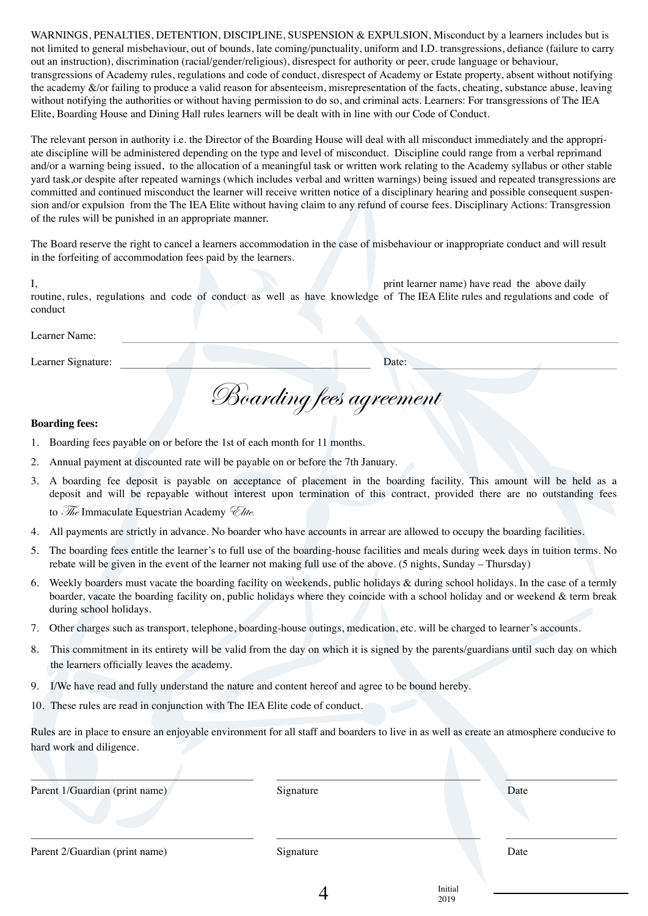WARNINGS, PENALTIES, DETENTION, DISCIPLINE, SUSPENSION & EXPULSION, Misconduct by a learners includes but is not limited to general misbehaviour, out of bounds, late coming/punctuality, uniform and I.D. transgressions, defiance (failure to carry out an instruction), discrimination (racial/gender/religious), disrespect for authority or peer, crude language or behaviour, transgressions of Academy rules, regulations and code of conduct, disrespect of Academy or Estate property, absent without notifying the academy &/or failing to produce a valid reason for absenteeism, misrepresentation of the facts, cheating, substance abuse, leaving without notifying the authorities or without having permission to do so, and criminal acts. Learners: For transgressions of The IEA Elite, Boarding House and Dining Hall rules learners will be dealt with in line with our Code of Conduct.

The relevant person in authority i.e. the Director of the Boarding House will deal with all misconduct immediately and the appropriate discipline will be administered depending on the type and level of misconduct. Discipline could range from a verbal reprimand and/or a warning being issued, to the allocation of a meaningful task or written work relating to the Academy syllabus or other stable yard task,or despite after repeated warnings (which includes verbal and written warnings) being issued and repeated transgressions are committed and continued misconduct the learner will receive written notice of a disciplinary hearing and possible consequent suspension and/or expulsion from the The IEA Elite without having claim to any refund of course fees. Disciplinary Actions: Transgression of the rules will be punished in an appropriate manner.

The Board reserve the right to cancel a learners accommodation in the case of misbehaviour or inappropriate conduct and will result in the forfeiting of accommodation fees paid by the learners.

I, ______________________________ print learner name) have read the above daily routine, rules, regulations and code of conduct as well as have knowledge of The IEA Elite rules and regulations and code of conduct

Learner Name: ______________________________

Learner Signature: ______________________________ Date: ______________________________

# Boarding fees agreement

**Boarding fees:**

1. Boarding fees payable on or before the 1st of each month for 11 months.
2. Annual payment at discounted rate will be payable on or before the 7th January.
3. A boarding fee deposit is payable on acceptance of placement in the boarding facility. This amount will be held as a deposit and will be repayable without interest upon termination of this contract, provided there are no outstanding fees to *The* Immaculate Equestrian Academy *Elite*.
4. All payments are strictly in advance. No boarder who have accounts in arrear are allowed to occupy the boarding facilities.
5. The boarding fees entitle the learner's to full use of the boarding-house facilities and meals during week days in tuition terms. No rebate will be given in the event of the learner not making full use of the above. (5 nights, Sunday – Thursday)
6. Weekly boarders must vacate the boarding facility on weekends, public holidays & during school holidays. In the case of a termly boarder, vacate the boarding facility on, public holidays where they coincide with a school holiday and or weekend & term break during school holidays.
7. Other charges such as transport, telephone, boarding-house outings, medication, etc. will be charged to learner's accounts.
8. This commitment in its entirety will be valid from the day on which it is signed by the parents/guardians until such day on which the learners officially leaves the academy.
9. I/We have read and fully understand the nature and content hereof and agree to be bound hereby.
10. These rules are read in conjunction with The IEA Elite code of conduct.

Rules are in place to ensure an enjoyable environment for all staff and boarders to live in as well as create an atmosphere conducive to hard work and diligence.

| ______________________________ | ______________________________ | ____________ |
|---|---|---|
| Parent 1/Guardian (print name) | Signature | Date |
| ______________________________ | ______________________________ | ____________ |
| Parent 2/Guardian (print name) | Signature | Date |

Initial 2019 ______________________________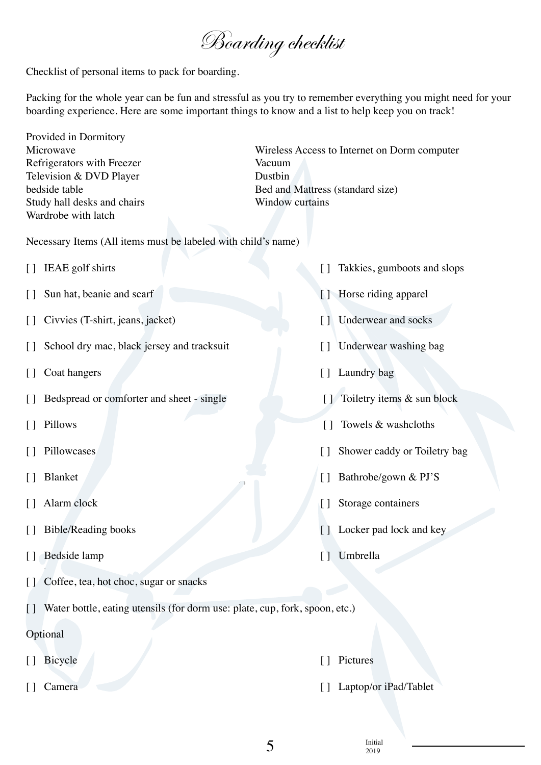# Boarding checklist

Checklist of personal items to pack for boarding.

Packing for the whole year can be fun and stressful as you try to remember everything you might need for your boarding experience. Here are some important things to know and a list to help keep you on track!

Provided in Dormitory

Microwave
Refrigerators with Freezer
Television & DVD Player
bedside table
Study hall desks and chairs
Wardrobe with latch
Wireless Access to Internet on Dorm computer
Vacuum
Dustbin
Bed and Mattress (standard size)
Window curtains

Necessary Items (All items must be labeled with child's name)

[ ] IEAE golf shirts

[ ] Sun hat, beanie and scarf

[ ] Civvies (T-shirt, jeans, jacket)

[ ] School dry mac, black jersey and tracksuit

[ ] Coat hangers

[ ] Bedspread or comforter and sheet - single

[ ] Pillows

[ ] Pillowcases

[ ] Blanket

[ ] Alarm clock

[ ] Bible/Reading books

[ ] Bedside lamp

[ ] Coffee, tea, hot choc, sugar or snacks

[ ] Water bottle, eating utensils (for dorm use: plate, cup, fork, spoon, etc.)

[ ] Takkies, gumboots and slops

[ ] Horse riding apparel

[ ] Underwear and socks

[ ] Underwear washing bag

[ ] Laundry bag

[ ] Toiletry items & sun block

[ ] Towels & washcloths

[ ] Shower caddy or Toiletry bag

[ ] Bathrobe/gown & PJ'S

[ ] Storage containers

[ ] Locker pad lock and key

[ ] Umbrella

Optional

[ ] Bicycle

[ ] Camera

[ ] Pictures

[ ] Laptop/or iPad/Tablet

Initial 2019 ____________________